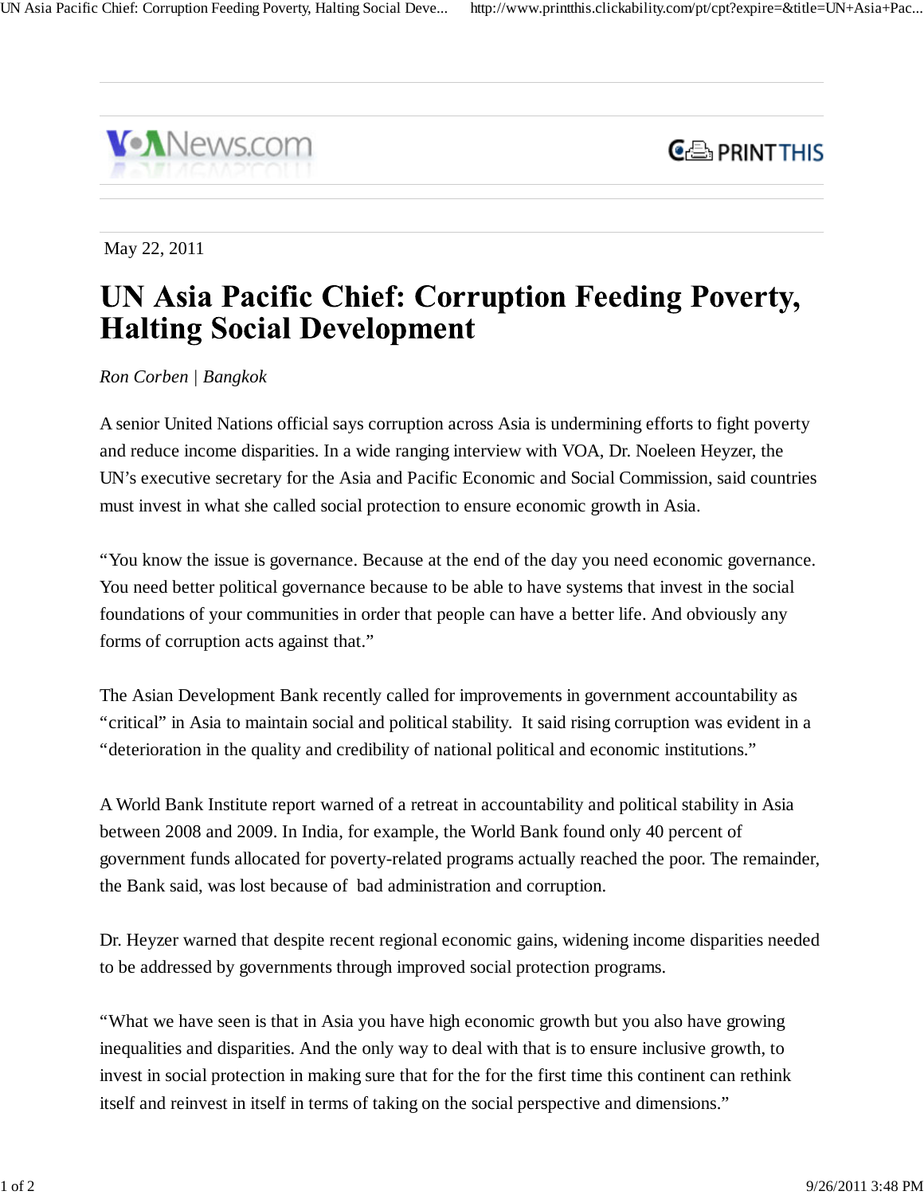May 22, 2011

# UN Asia Pacific Chief: Corruption Feeding Poverty, Halting Social Development

*Ron Corben | Bangkok*

A senior United Nations official says corruption across Asia is undermining efforts to fight poverty and reduce income disparities. In a wide ranging interview with VOA, Dr. Noeleen Heyzer, the UN's executive secretary for the Asia and Pacific Economic and Social Commission, said countries must invest in what she called social protection to ensure economic growth in Asia.

"You know the issue is governance. Because at the end of the day you need economic governance. You need better political governance because to be able to have systems that invest in the social foundations of your communities in order that people can have a better life. And obviously any forms of corruption acts against that."

The Asian Development Bank recently called for improvements in government accountability as "critical" in Asia to maintain social and political stability. It said rising corruption was evident in a "deterioration in the quality and credibility of national political and economic institutions."

A World Bank Institute report warned of a retreat in accountability and political stability in Asia between 2008 and 2009. In India, for example, the World Bank found only 40 percent of government funds allocated for poverty-related programs actually reached the poor. The remainder, the Bank said, was lost because of bad administration and corruption.

Dr. Heyzer warned that despite recent regional economic gains, widening income disparities needed to be addressed by governments through improved social protection programs.

"What we have seen is that in Asia you have high economic growth but you also have growing inequalities and disparities. And the only way to deal with that is to ensure inclusive growth, to invest in social protection in making sure that for the for the first time this continent can rethink itself and reinvest in itself in terms of taking on the social perspective and dimensions."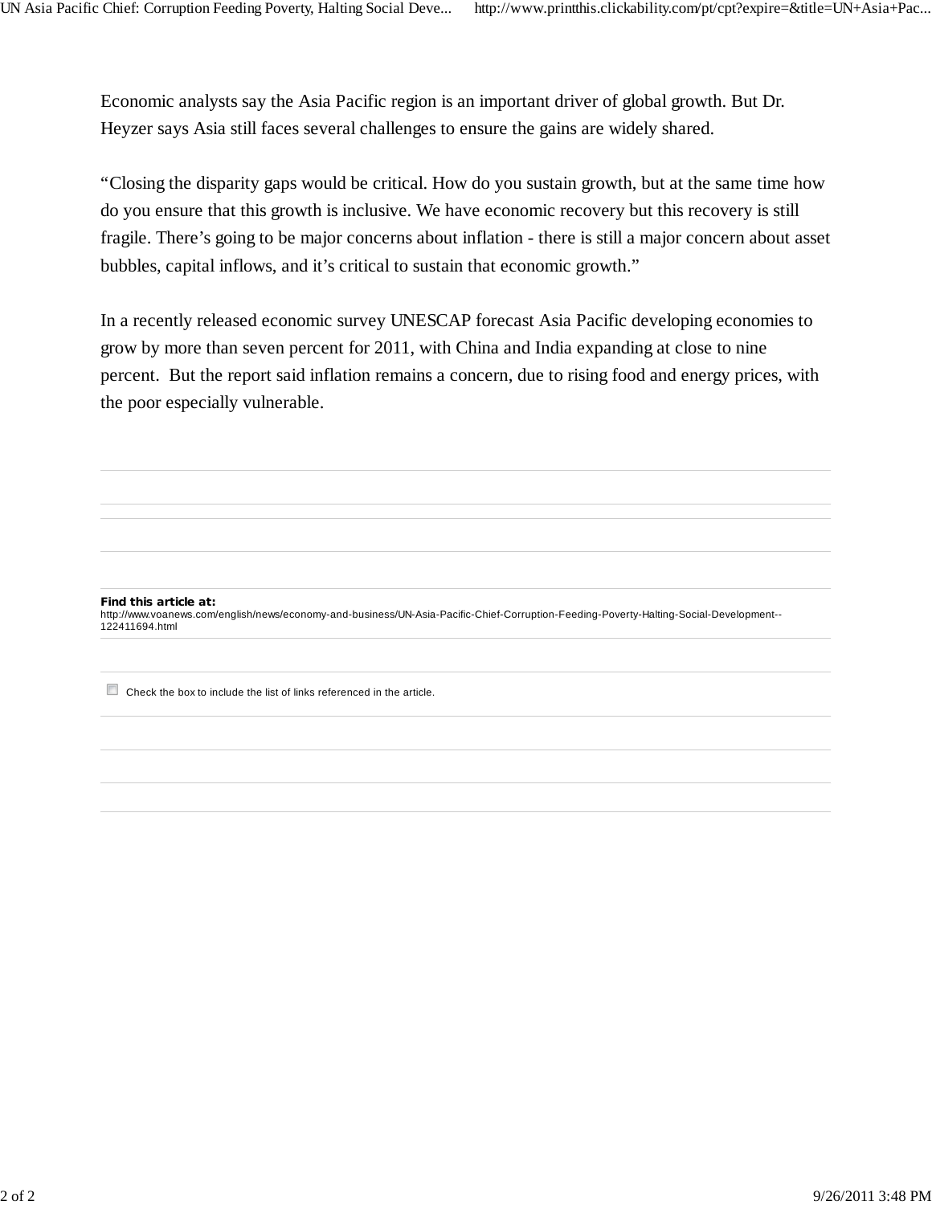Economic analysts say the Asia Pacific region is an important driver of global growth. But Dr. Heyzer says Asia still faces several challenges to ensure the gains are widely shared.

“Closing the disparity gaps would be critical. How do you sustain growth, but at the same time how do you ensure that this growth is inclusive. We have economic recovery but this recovery is still fragile. There’s going to be major concerns about inflation - there is still a major concern about asset bubbles, capital inflows, and it’s critical to sustain that economic growth.”

In a recently released economic survey UNESCAP forecast Asia Pacific developing economies to grow by more than seven percent for 2011, with China and India expanding at close to nine percent. But the report said inflation remains a concern, due to rising food and energy prices, with the poor especially vulnerable.

**Find this article at:**
http://www.voanews.com/english/news/economy-and-business/UN-Asia-Pacific-Chief-Corruption-Feeding-Poverty-Halting-Social-Development--122411694.html

Check the box to include the list of links referenced in the article.